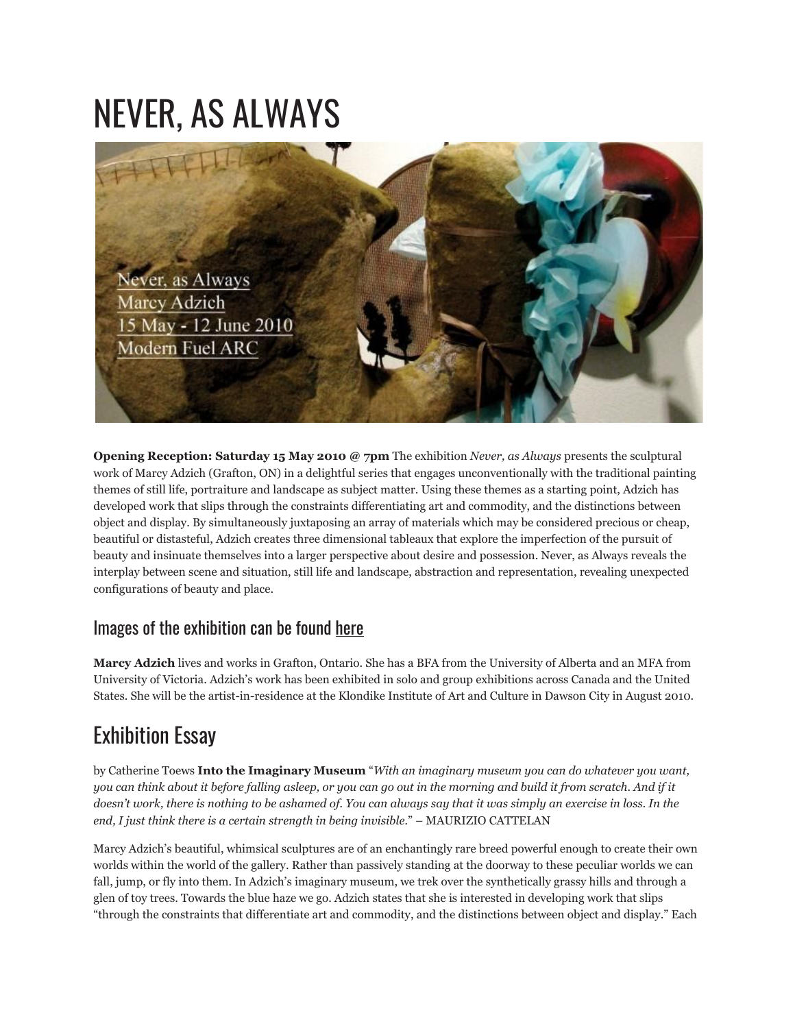# NEVER, AS ALWAYS

**Opening Reception: Saturday 15 May 2010 @ 7pm** The exhibition *Never, as Always* presents the sculptural work of Marcy Adzich (Grafton, ON) in a delightful series that engages unconventionally with the traditional painting themes of still life, portraiture and landscape as subject matter. Using these themes as a starting point, Adzich has developed work that slips through the constraints differentiating art and commodity, and the distinctions between object and display. By simultaneously juxtaposing an array of materials which may be considered precious or cheap, beautiful or distasteful, Adzich creates three dimensional tableaux that explore the imperfection of the pursuit of beauty and insinuate themselves into a larger perspective about desire and possession. Never, as Always reveals the interplay between scene and situation, still life and landscape, abstraction and representation, revealing unexpected configurations of beauty and place.

### Images of the exhibition can be found here

**Marcy Adzich** lives and works in Grafton, Ontario. She has a BFA from the University of Alberta and an MFA from University of Victoria. Adzich's work has been exhibited in solo and group exhibitions across Canada and the United States. She will be the artist-in-residence at the Klondike Institute of Art and Culture in Dawson City in August 2010.

## Exhibition Essay

by Catherine Toews **Into the Imaginary Museum** "*With an imaginary museum you can do whatever you want, you can think about it before falling asleep, or you can go out in the morning and build it from scratch. And if it doesn't work, there is nothing to be ashamed of. You can always say that it was simply an exercise in loss. In the end, I just think there is a certain strength in being invisible.*" – MAURIZIO CATTELAN

Marcy Adzich's beautiful, whimsical sculptures are of an enchantingly rare breed powerful enough to create their own worlds within the world of the gallery. Rather than passively standing at the doorway to these peculiar worlds we can fall, jump, or fly into them. In Adzich's imaginary museum, we trek over the synthetically grassy hills and through a glen of toy trees. Towards the blue haze we go. Adzich states that she is interested in developing work that slips "through the constraints that differentiate art and commodity, and the distinctions between object and display." Each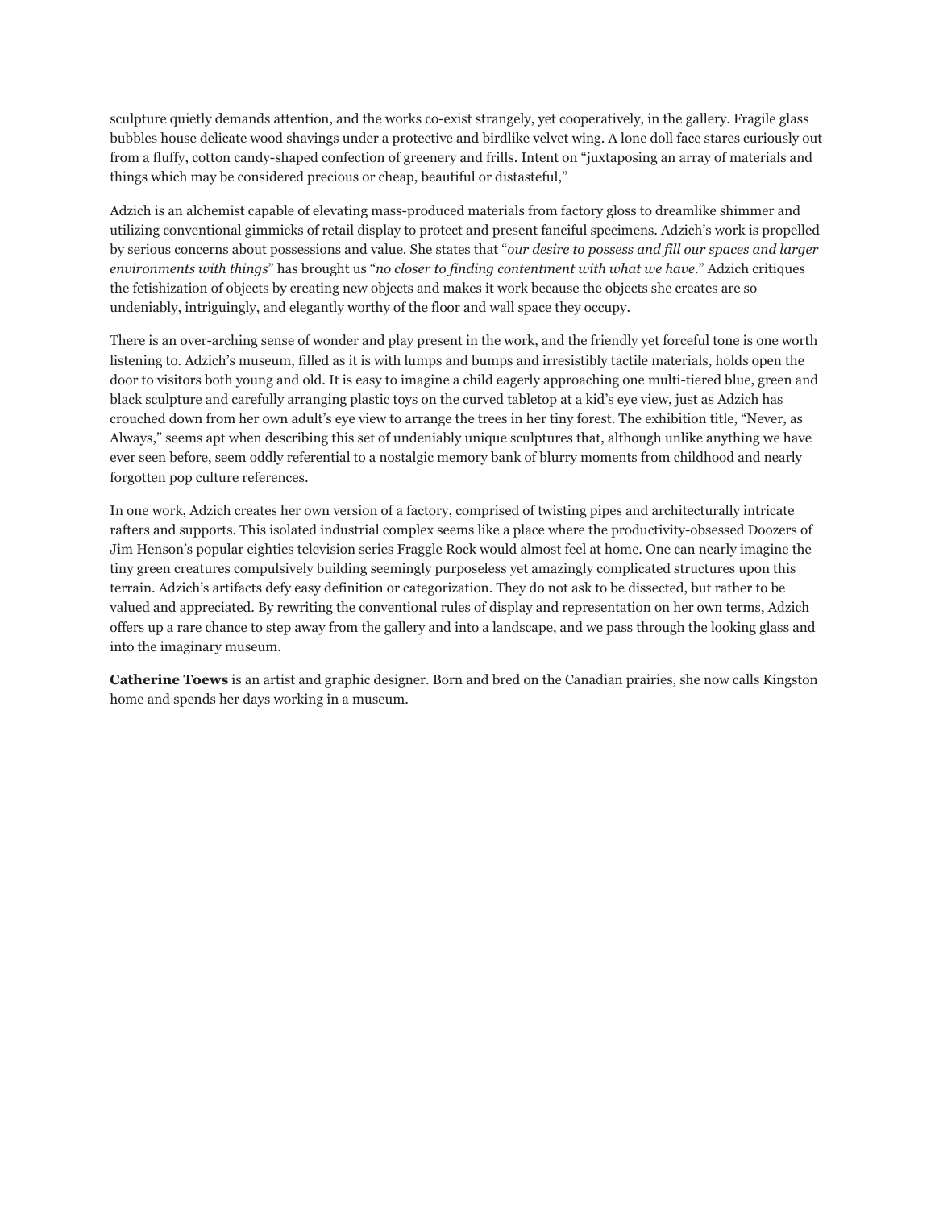sculpture quietly demands attention, and the works co-exist strangely, yet cooperatively, in the gallery. Fragile glass bubbles house delicate wood shavings under a protective and birdlike velvet wing. A lone doll face stares curiously out from a fluffy, cotton candy-shaped confection of greenery and frills. Intent on "juxtaposing an array of materials and things which may be considered precious or cheap, beautiful or distasteful,"

Adzich is an alchemist capable of elevating mass-produced materials from factory gloss to dreamlike shimmer and utilizing conventional gimmicks of retail display to protect and present fanciful specimens. Adzich's work is propelled by serious concerns about possessions and value. She states that "*our desire to possess and fill our spaces and larger environments with things*" has brought us "*no closer to finding contentment with what we have.*" Adzich critiques the fetishization of objects by creating new objects and makes it work because the objects she creates are so undeniably, intriguingly, and elegantly worthy of the floor and wall space they occupy.

There is an over-arching sense of wonder and play present in the work, and the friendly yet forceful tone is one worth listening to. Adzich's museum, filled as it is with lumps and bumps and irresistibly tactile materials, holds open the door to visitors both young and old. It is easy to imagine a child eagerly approaching one multi-tiered blue, green and black sculpture and carefully arranging plastic toys on the curved tabletop at a kid's eye view, just as Adzich has crouched down from her own adult's eye view to arrange the trees in her tiny forest. The exhibition title, "Never, as Always," seems apt when describing this set of undeniably unique sculptures that, although unlike anything we have ever seen before, seem oddly referential to a nostalgic memory bank of blurry moments from childhood and nearly forgotten pop culture references.

In one work, Adzich creates her own version of a factory, comprised of twisting pipes and architecturally intricate rafters and supports. This isolated industrial complex seems like a place where the productivity-obsessed Doozers of Jim Henson's popular eighties television series Fraggle Rock would almost feel at home. One can nearly imagine the tiny green creatures compulsively building seemingly purposeless yet amazingly complicated structures upon this terrain. Adzich's artifacts defy easy definition or categorization. They do not ask to be dissected, but rather to be valued and appreciated. By rewriting the conventional rules of display and representation on her own terms, Adzich offers up a rare chance to step away from the gallery and into a landscape, and we pass through the looking glass and into the imaginary museum.

**Catherine Toews** is an artist and graphic designer. Born and bred on the Canadian prairies, she now calls Kingston home and spends her days working in a museum.